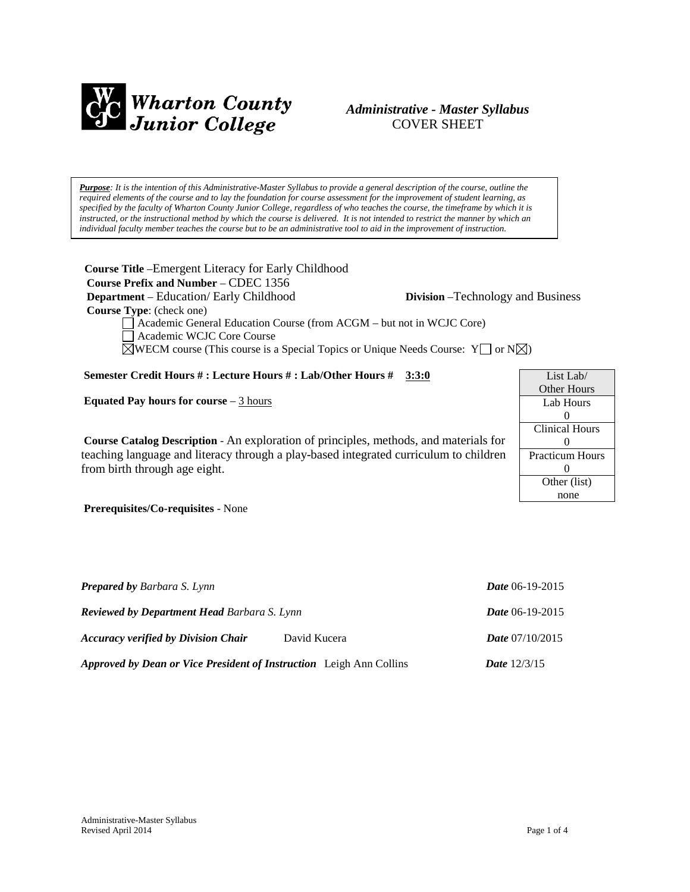**Wharton County Junior College**

*Administrative - Master Syllabus*
COVER SHEET

***Purpose**: It is the intention of this Administrative-Master Syllabus to provide a general description of the course, outline the required elements of the course and to lay the foundation for course assessment for the improvement of student learning, as specified by the faculty of Wharton County Junior College, regardless of who teaches the course, the timeframe by which it is instructed, or the instructional method by which the course is delivered. It is not intended to restrict the manner by which an individual faculty member teaches the course but to be an administrative tool to aid in the improvement of instruction.*

**Course Title** –Emergent Literacy for Early Childhood
**Course Prefix and Number** – CDEC 1356
**Department** – Education/ Early Childhood **Division** –Technology and Business
**Course Type**: (check one)

- ☐ Academic General Education Course (from ACGM – but not in WCJC Core)
- ☐ Academic WCJC Core Course
- ☒ WECM course (This course is a Special Topics or Unique Needs Course: Y☐ or N☒)

**Semester Credit Hours # : Lecture Hours # : Lab/Other Hours #** **3:3:0**

**Equated Pay hours for course** – 3 hours

| List Lab/ Other Hours |
|---|
| Lab Hours 0 |
| Clinical Hours 0 |
| Practicum Hours 0 |
| Other (list) none |

**Course Catalog Description** - An exploration of principles, methods, and materials for teaching language and literacy through a play-based integrated curriculum to children from birth through age eight.

**Prerequisites/Co-requisites** - None

***Prepared by*** *Barbara S. Lynn* ***Date*** 06-19-2015

***Reviewed by Department Head*** *Barbara S. Lynn* ***Date*** 06-19-2015

***Accuracy verified by Division Chair*** David Kucera ***Date*** 07/10/2015

***Approved by Dean or Vice President of Instruction*** Leigh Ann Collins ***Date*** 12/3/15

Administrative-Master Syllabus
Revised April 2014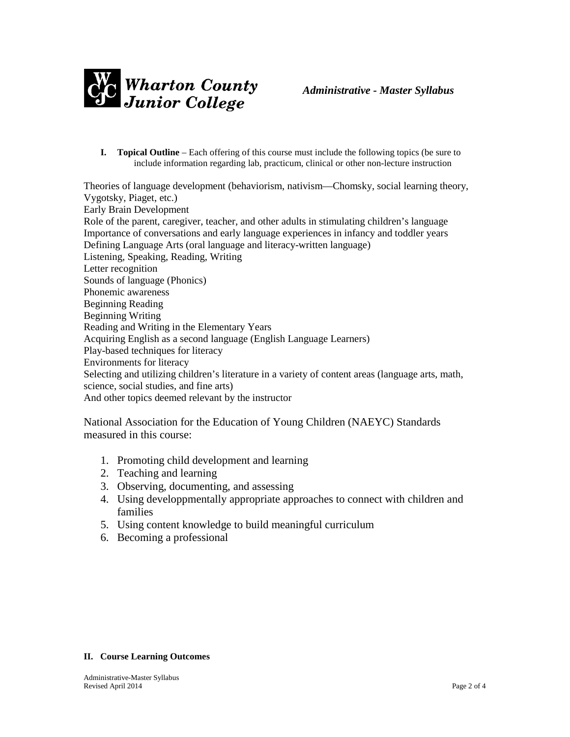I. **Topical Outline** – Each offering of this course must include the following topics (be sure to include information regarding lab, practicum, clinical or other non-lecture instruction

Theories of language development (behaviorism, nativism—Chomsky, social learning theory, Vygotsky, Piaget, etc.)
Early Brain Development
Role of the parent, caregiver, teacher, and other adults in stimulating children's language
Importance of conversations and early language experiences in infancy and toddler years
Defining Language Arts (oral language and literacy-written language)
Listening, Speaking, Reading, Writing
Letter recognition
Sounds of language (Phonics)
Phonemic awareness
Beginning Reading
Beginning Writing
Reading and Writing in the Elementary Years
Acquiring English as a second language (English Language Learners)
Play-based techniques for literacy
Environments for literacy
Selecting and utilizing children's literature in a variety of content areas (language arts, math, science, social studies, and fine arts)
And other topics deemed relevant by the instructor

National Association for the Education of Young Children (NAEYC) Standards measured in this course:

1. Promoting child development and learning
2. Teaching and learning
3. Observing, documenting, and assessing
4. Using developpmentally appropriate approaches to connect with children and families
5. Using content knowledge to build meaningful curriculum
6. Becoming a professional

**II. Course Learning Outcomes**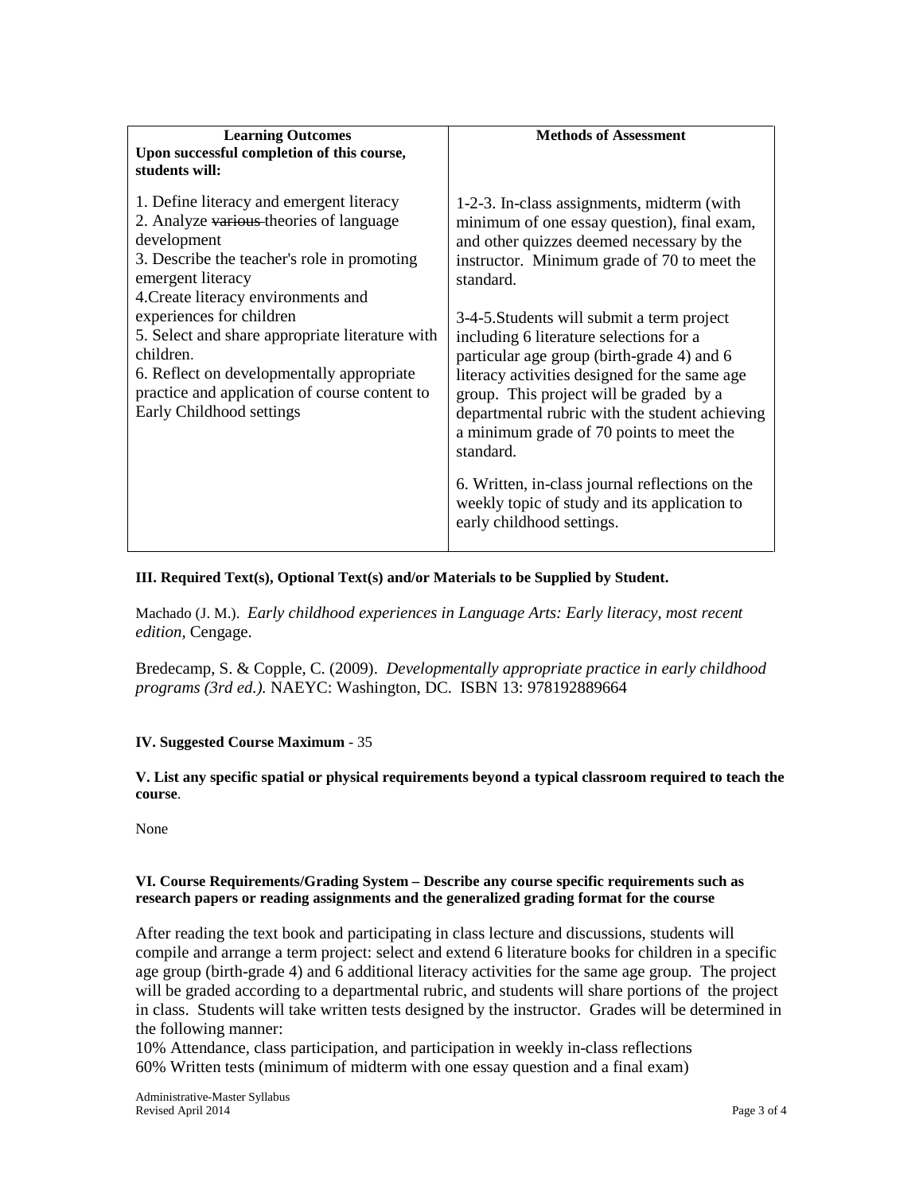| **Learning Outcomes**<br>**Upon successful completion of this course, students will:** | **Methods of Assessment** |
|---|---|
| 1. Define literacy and emergent literacy<br>2. Analyze ~~various~~ theories of language development<br>3. Describe the teacher's role in promoting emergent literacy<br>4.Create literacy environments and experiences for children<br>5. Select and share appropriate literature with children.<br>6. Reflect on developmentally appropriate practice and application of course content to Early Childhood settings | 1-2-3. In-class assignments, midterm (with minimum of one essay question), final exam, and other quizzes deemed necessary by the instructor. Minimum grade of 70 to meet the standard.<br><br>3-4-5.Students will submit a term project including 6 literature selections for a particular age group (birth-grade 4) and 6 literacy activities designed for the same age group. This project will be graded by a departmental rubric with the student achieving a minimum grade of 70 points to meet the standard.<br><br>6. Written, in-class journal reflections on the weekly topic of study and its application to early childhood settings. |

**III. Required Text(s), Optional Text(s) and/or Materials to be Supplied by Student.**

Machado (J. M.). *Early childhood experiences in Language Arts: Early literacy, most recent edition,* Cengage.

Bredecamp, S. & Copple, C. (2009). *Developmentally appropriate practice in early childhood programs (3rd ed.).* NAEYC: Washington, DC. ISBN 13: 978192889664

**IV. Suggested Course Maximum** - 35

**V. List any specific spatial or physical requirements beyond a typical classroom required to teach the course**.

None

**VI. Course Requirements/Grading System – Describe any course specific requirements such as research papers or reading assignments and the generalized grading format for the course**

After reading the text book and participating in class lecture and discussions, students will compile and arrange a term project: select and extend 6 literature books for children in a specific age group (birth-grade 4) and 6 additional literacy activities for the same age group. The project will be graded according to a departmental rubric, and students will share portions of the project in class. Students will take written tests designed by the instructor. Grades will be determined in the following manner:

10% Attendance, class participation, and participation in weekly in-class reflections
60% Written tests (minimum of midterm with one essay question and a final exam)

Administrative-Master Syllabus
Revised April 2014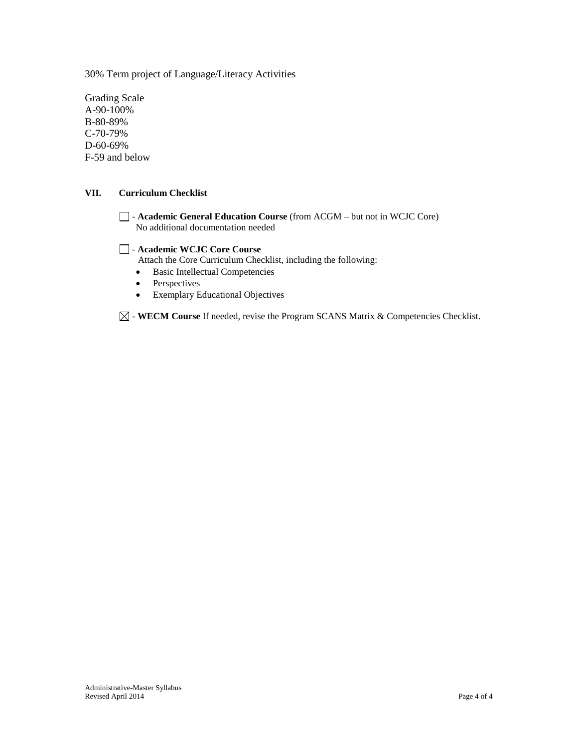30% Term project of Language/Literacy Activities

Grading Scale
A-90-100%
B-80-89%
C-70-79%
D-60-69%
F-59 and below

## VII. Curriculum Checklist

☐ - **Academic General Education Course** (from ACGM – but not in WCJC Core)
No additional documentation needed

☐ - **Academic WCJC Core Course**
Attach the Core Curriculum Checklist, including the following:

- Basic Intellectual Competencies
- Perspectives
- Exemplary Educational Objectives

☒ - **WECM Course** If needed, revise the Program SCANS Matrix & Competencies Checklist.